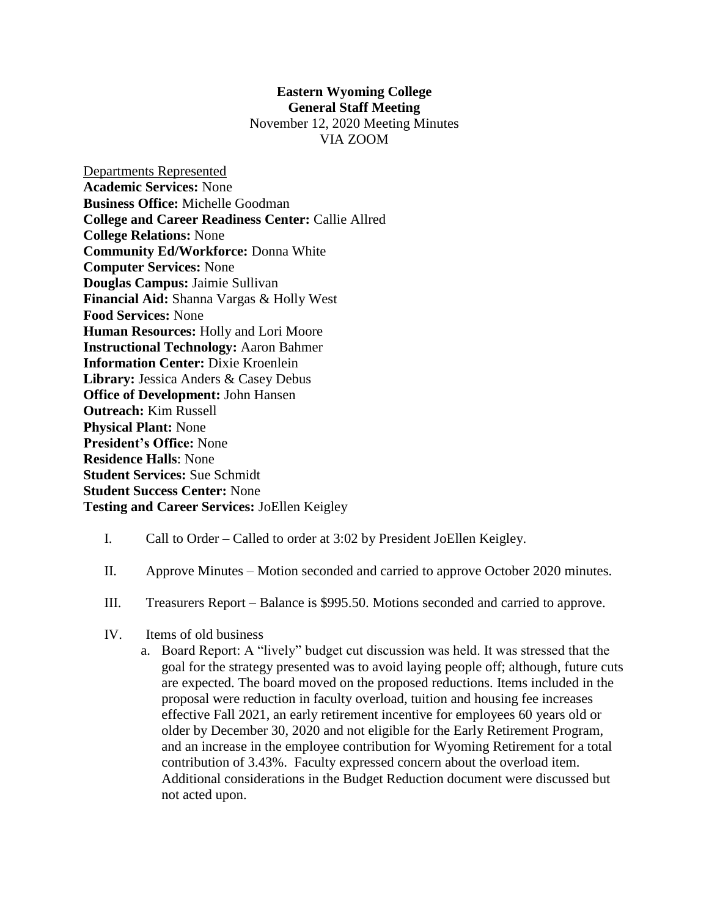**Eastern Wyoming College**
**General Staff Meeting**
November 12, 2020 Meeting Minutes
VIA ZOOM

Departments Represented
**Academic Services:** None
**Business Office:** Michelle Goodman
**College and Career Readiness Center:** Callie Allred
**College Relations:** None
**Community Ed/Workforce:** Donna White
**Computer Services:** None
**Douglas Campus:** Jaimie Sullivan
**Financial Aid:** Shanna Vargas & Holly West
**Food Services:** None
**Human Resources:** Holly and Lori Moore
**Instructional Technology:** Aaron Bahmer
**Information Center:** Dixie Kroenlein
**Library:** Jessica Anders & Casey Debus
**Office of Development:** John Hansen
**Outreach:** Kim Russell
**Physical Plant:** None
**President's Office:** None
**Residence Halls**: None
**Student Services:** Sue Schmidt
**Student Success Center:** None
**Testing and Career Services:** JoEllen Keigley

I. Call to Order – Called to order at 3:02 by President JoEllen Keigley.

II. Approve Minutes – Motion seconded and carried to approve October 2020 minutes.

III. Treasurers Report – Balance is $995.50. Motions seconded and carried to approve.

IV. Items of old business
   a. Board Report: A "lively" budget cut discussion was held. It was stressed that the goal for the strategy presented was to avoid laying people off; although, future cuts are expected. The board moved on the proposed reductions. Items included in the proposal were reduction in faculty overload, tuition and housing fee increases effective Fall 2021, an early retirement incentive for employees 60 years old or older by December 30, 2020 and not eligible for the Early Retirement Program, and an increase in the employee contribution for Wyoming Retirement for a total contribution of 3.43%. Faculty expressed concern about the overload item. Additional considerations in the Budget Reduction document were discussed but not acted upon.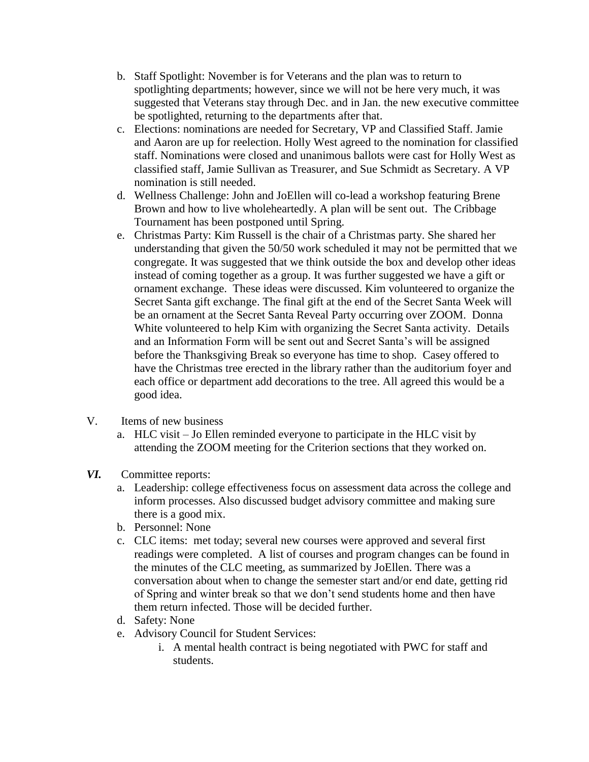b. Staff Spotlight: November is for Veterans and the plan was to return to spotlighting departments; however, since we will not be here very much, it was suggested that Veterans stay through Dec. and in Jan. the new executive committee be spotlighted, returning to the departments after that.

c. Elections: nominations are needed for Secretary, VP and Classified Staff. Jamie and Aaron are up for reelection. Holly West agreed to the nomination for classified staff. Nominations were closed and unanimous ballots were cast for Holly West as classified staff, Jamie Sullivan as Treasurer, and Sue Schmidt as Secretary. A VP nomination is still needed.

d. Wellness Challenge: John and JoEllen will co-lead a workshop featuring Brene Brown and how to live wholeheartedly. A plan will be sent out. The Cribbage Tournament has been postponed until Spring.

e. Christmas Party: Kim Russell is the chair of a Christmas party. She shared her understanding that given the 50/50 work scheduled it may not be permitted that we congregate. It was suggested that we think outside the box and develop other ideas instead of coming together as a group. It was further suggested we have a gift or ornament exchange. These ideas were discussed. Kim volunteered to organize the Secret Santa gift exchange. The final gift at the end of the Secret Santa Week will be an ornament at the Secret Santa Reveal Party occurring over ZOOM. Donna White volunteered to help Kim with organizing the Secret Santa activity. Details and an Information Form will be sent out and Secret Santa's will be assigned before the Thanksgiving Break so everyone has time to shop. Casey offered to have the Christmas tree erected in the library rather than the auditorium foyer and each office or department add decorations to the tree. All agreed this would be a good idea.

V. Items of new business

a. HLC visit – Jo Ellen reminded everyone to participate in the HLC visit by attending the ZOOM meeting for the Criterion sections that they worked on.

***VI.*** Committee reports:

a. Leadership: college effectiveness focus on assessment data across the college and inform processes. Also discussed budget advisory committee and making sure there is a good mix.

b. Personnel: None

c. CLC items: met today; several new courses were approved and several first readings were completed. A list of courses and program changes can be found in the minutes of the CLC meeting, as summarized by JoEllen. There was a conversation about when to change the semester start and/or end date, getting rid of Spring and winter break so that we don't send students home and then have them return infected. Those will be decided further.

d. Safety: None

e. Advisory Council for Student Services:

i. A mental health contract is being negotiated with PWC for staff and students.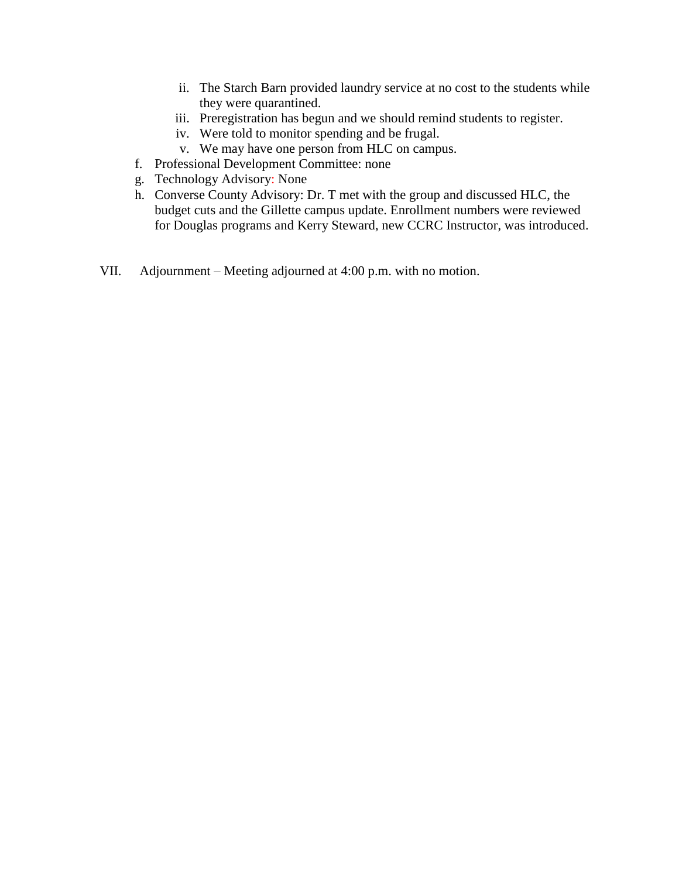ii. The Starch Barn provided laundry service at no cost to the students while they were quarantined.
   iii. Preregistration has begun and we should remind students to register.
   iv. Were told to monitor spending and be frugal.
   v. We may have one person from HLC on campus.

f. Professional Development Committee: none
g. Technology Advisory: None
h. Converse County Advisory: Dr. T met with the group and discussed HLC, the budget cuts and the Gillette campus update. Enrollment numbers were reviewed for Douglas programs and Kerry Steward, new CCRC Instructor, was introduced.

VII. Adjournment – Meeting adjourned at 4:00 p.m. with no motion.